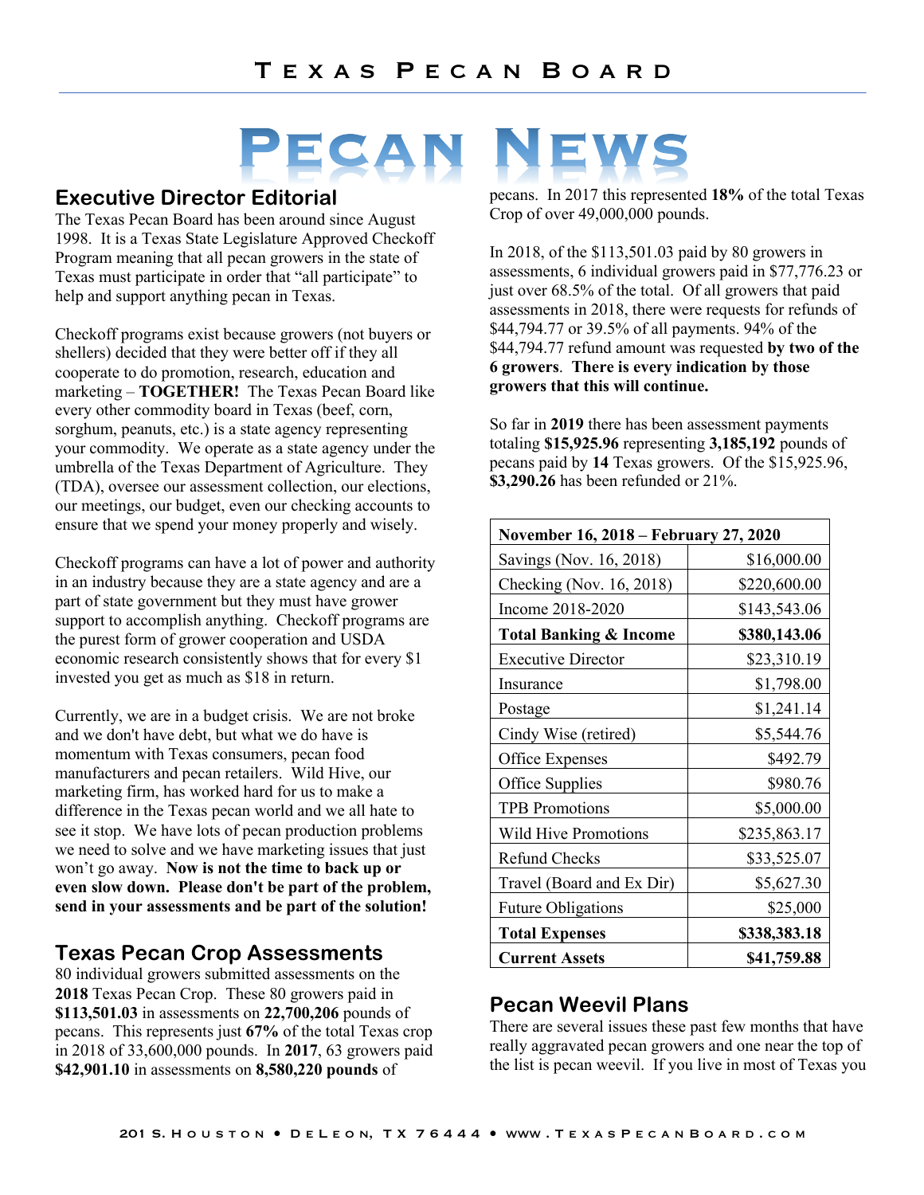# Texas Pecan Board

# Pecan News

## Executive Director Editorial

The Texas Pecan Board has been around since August 1998. It is a Texas State Legislature Approved Checkoff Program meaning that all pecan growers in the state of Texas must participate in order that "all participate" to help and support anything pecan in Texas.

Checkoff programs exist because growers (not buyers or shellers) decided that they were better off if they all cooperate to do promotion, research, education and marketing – **TOGETHER!** The Texas Pecan Board like every other commodity board in Texas (beef, corn, sorghum, peanuts, etc.) is a state agency representing your commodity. We operate as a state agency under the umbrella of the Texas Department of Agriculture. They (TDA), oversee our assessment collection, our elections, our meetings, our budget, even our checking accounts to ensure that we spend your money properly and wisely.

Checkoff programs can have a lot of power and authority in an industry because they are a state agency and are a part of state government but they must have grower support to accomplish anything. Checkoff programs are the purest form of grower cooperation and USDA economic research consistently shows that for every $1 invested you get as much as $18 in return.

Currently, we are in a budget crisis. We are not broke and we don't have debt, but what we do have is momentum with Texas consumers, pecan food manufacturers and pecan retailers. Wild Hive, our marketing firm, has worked hard for us to make a difference in the Texas pecan world and we all hate to see it stop. We have lots of pecan production problems we need to solve and we have marketing issues that just won't go away. **Now is not the time to back up or even slow down. Please don't be part of the problem, send in your assessments and be part of the solution!**

## Texas Pecan Crop Assessments

80 individual growers submitted assessments on the **2018** Texas Pecan Crop. These 80 growers paid in **$113,501.03** in assessments on **22,700,206** pounds of pecans. This represents just **67%** of the total Texas crop in 2018 of 33,600,000 pounds. In **2017**, 63 growers paid **$42,901.10** in assessments on **8,580,220 pounds** of pecans. In 2017 this represented **18%** of the total Texas Crop of over 49,000,000 pounds.

In 2018, of the $113,501.03 paid by 80 growers in assessments, 6 individual growers paid in $77,776.23 or just over 68.5% of the total. Of all growers that paid assessments in 2018, there were requests for refunds of $44,794.77 or 39.5% of all payments. 94% of the $44,794.77 refund amount was requested **by two of the 6 growers**. **There is every indication by those growers that this will continue.**

So far in **2019** there has been assessment payments totaling **$15,925.96** representing **3,185,192** pounds of pecans paid by **14** Texas growers. Of the $15,925.96, **$3,290.26** has been refunded or 21%.

| **November 16, 2018 – February 27, 2020** | |
|---|---|
| Savings (Nov. 16, 2018) | $16,000.00 |
| Checking (Nov. 16, 2018) | $220,600.00 |
| Income 2018-2020 | $143,543.06 |
| **Total Banking & Income** | **$380,143.06** |
| Executive Director | $23,310.19 |
| Insurance | $1,798.00 |
| Postage | $1,241.14 |
| Cindy Wise (retired) | $5,544.76 |
| Office Expenses | $492.79 |
| Office Supplies | $980.76 |
| TPB Promotions | $5,000.00 |
| Wild Hive Promotions | $235,863.17 |
| Refund Checks | $33,525.07 |
| Travel (Board and Ex Dir) | $5,627.30 |
| Future Obligations | $25,000 |
| **Total Expenses** | **$338,383.18** |
| **Current Assets** | **$41,759.88** |

## Pecan Weevil Plans

There are several issues these past few months that have really aggravated pecan growers and one near the top of the list is pecan weevil. If you live in most of Texas you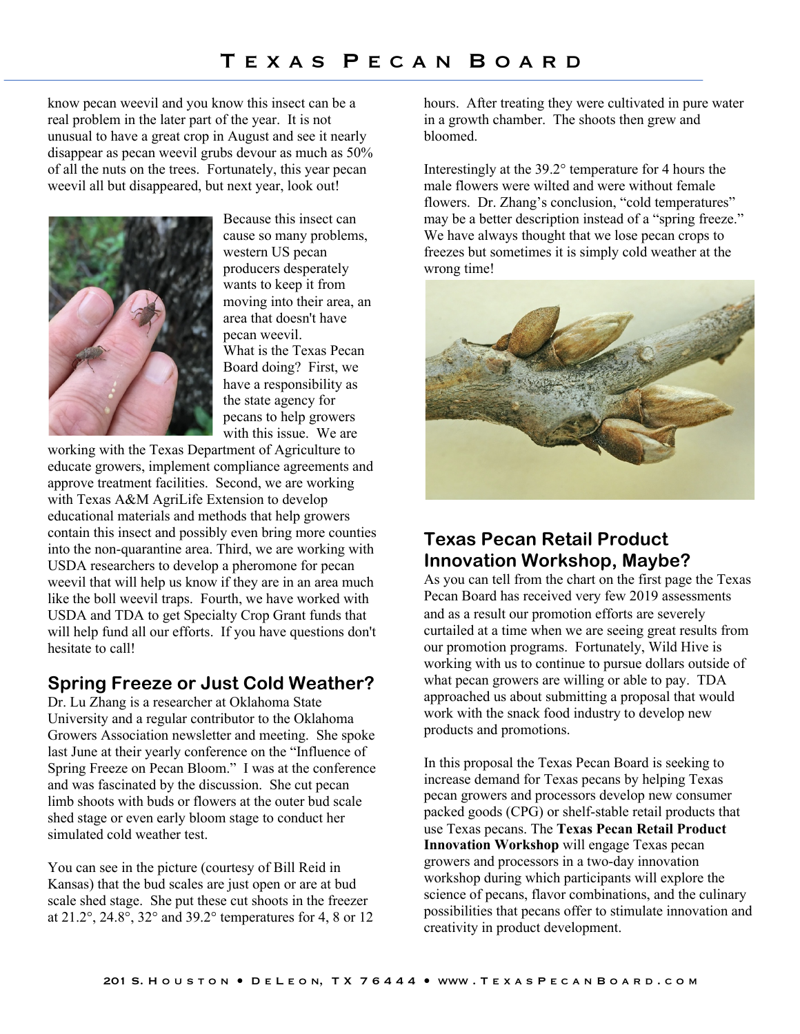know pecan weevil and you know this insect can be a real problem in the later part of the year. It is not unusual to have a great crop in August and see it nearly disappear as pecan weevil grubs devour as much as 50% of all the nuts on the trees. Fortunately, this year pecan weevil all but disappeared, but next year, look out!

Because this insect can cause so many problems, western US pecan producers desperately wants to keep it from moving into their area, an area that doesn't have pecan weevil. What is the Texas Pecan Board doing? First, we have a responsibility as the state agency for pecans to help growers with this issue. We are working with the Texas Department of Agriculture to educate growers, implement compliance agreements and approve treatment facilities. Second, we are working with Texas A&M AgriLife Extension to develop educational materials and methods that help growers contain this insect and possibly even bring more counties into the non-quarantine area. Third, we are working with USDA researchers to develop a pheromone for pecan weevil that will help us know if they are in an area much like the boll weevil traps. Fourth, we have worked with USDA and TDA to get Specialty Crop Grant funds that will help fund all our efforts. If you have questions don't hesitate to call!

## Spring Freeze or Just Cold Weather?

Dr. Lu Zhang is a researcher at Oklahoma State University and a regular contributor to the Oklahoma Growers Association newsletter and meeting. She spoke last June at their yearly conference on the "Influence of Spring Freeze on Pecan Bloom." I was at the conference and was fascinated by the discussion. She cut pecan limb shoots with buds or flowers at the outer bud scale shed stage or even early bloom stage to conduct her simulated cold weather test.

You can see in the picture (courtesy of Bill Reid in Kansas) that the bud scales are just open or are at bud scale shed stage. She put these cut shoots in the freezer at 21.2°, 24.8°, 32° and 39.2° temperatures for 4, 8 or 12 hours. After treating they were cultivated in pure water in a growth chamber. The shoots then grew and bloomed.

Interestingly at the 39.2° temperature for 4 hours the male flowers were wilted and were without female flowers. Dr. Zhang's conclusion, "cold temperatures" may be a better description instead of a "spring freeze." We have always thought that we lose pecan crops to freezes but sometimes it is simply cold weather at the wrong time!

## Texas Pecan Retail Product Innovation Workshop, Maybe?

As you can tell from the chart on the first page the Texas Pecan Board has received very few 2019 assessments and as a result our promotion efforts are severely curtailed at a time when we are seeing great results from our promotion programs. Fortunately, Wild Hive is working with us to continue to pursue dollars outside of what pecan growers are willing or able to pay. TDA approached us about submitting a proposal that would work with the snack food industry to develop new products and promotions.

In this proposal the Texas Pecan Board is seeking to increase demand for Texas pecans by helping Texas pecan growers and processors develop new consumer packed goods (CPG) or shelf-stable retail products that use Texas pecans. The **Texas Pecan Retail Product Innovation Workshop** will engage Texas pecan growers and processors in a two-day innovation workshop during which participants will explore the science of pecans, flavor combinations, and the culinary possibilities that pecans offer to stimulate innovation and creativity in product development.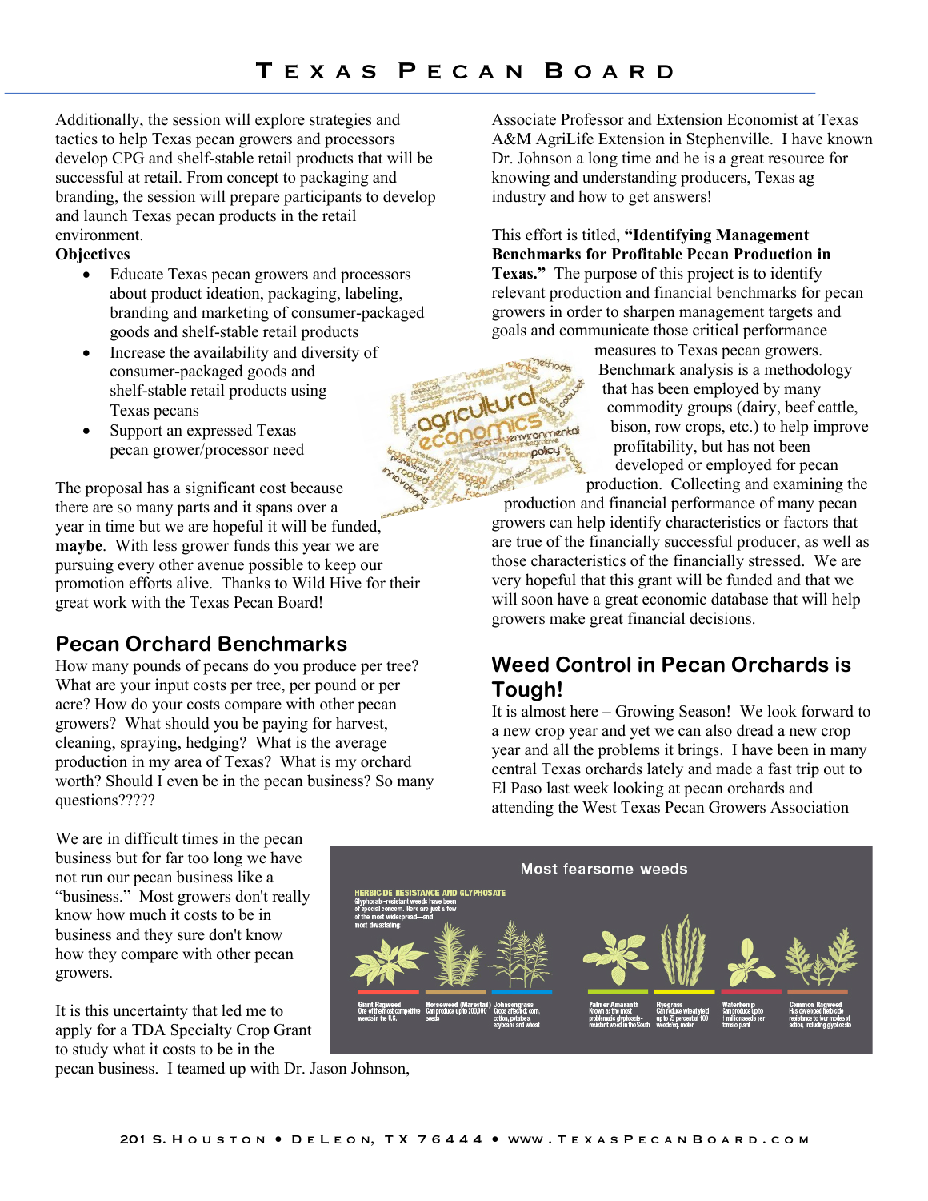Additionally, the session will explore strategies and tactics to help Texas pecan growers and processors develop CPG and shelf-stable retail products that will be successful at retail. From concept to packaging and branding, the session will prepare participants to develop and launch Texas pecan products in the retail environment.

**Objectives**

- Educate Texas pecan growers and processors about product ideation, packaging, labeling, branding and marketing of consumer-packaged goods and shelf-stable retail products
- Increase the availability and diversity of consumer-packaged goods and shelf-stable retail products using Texas pecans
- Support an expressed Texas pecan grower/processor need

The proposal has a significant cost because there are so many parts and it spans over a year in time but we are hopeful it will be funded, **maybe**. With less grower funds this year we are pursuing every other avenue possible to keep our promotion efforts alive. Thanks to Wild Hive for their great work with the Texas Pecan Board!

## Pecan Orchard Benchmarks

How many pounds of pecans do you produce per tree? What are your input costs per tree, per pound or per acre? How do your costs compare with other pecan growers? What should you be paying for harvest, cleaning, spraying, hedging? What is the average production in my area of Texas? What is my orchard worth? Should I even be in the pecan business? So many questions?????

We are in difficult times in the pecan business but for far too long we have not run our pecan business like a "business." Most growers don't really know how much it costs to be in business and they sure don't know how they compare with other pecan growers.

It is this uncertainty that led me to apply for a TDA Specialty Crop Grant to study what it costs to be in the pecan business. I teamed up with Dr. Jason Johnson, Associate Professor and Extension Economist at Texas A&M AgriLife Extension in Stephenville. I have known Dr. Johnson a long time and he is a great resource for knowing and understanding producers, Texas ag industry and how to get answers!

This effort is titled, **"Identifying Management Benchmarks for Profitable Pecan Production in Texas."** The purpose of this project is to identify relevant production and financial benchmarks for pecan growers in order to sharpen management targets and goals and communicate those critical performance measures to Texas pecan growers. Benchmark analysis is a methodology that has been employed by many commodity groups (dairy, beef cattle, bison, row crops, etc.) to help improve profitability, but has not been developed or employed for pecan production. Collecting and examining the production and financial performance of many pecan growers can help identify characteristics or factors that are true of the financially successful producer, as well as those characteristics of the financially stressed. We are very hopeful that this grant will be funded and that we will soon have a great economic database that will help growers make great financial decisions.

## Weed Control in Pecan Orchards is Tough!

It is almost here – Growing Season! We look forward to a new crop year and yet we can also dread a new crop year and all the problems it brings. I have been in many central Texas orchards lately and made a fast trip out to El Paso last week looking at pecan orchards and attending the West Texas Pecan Growers Association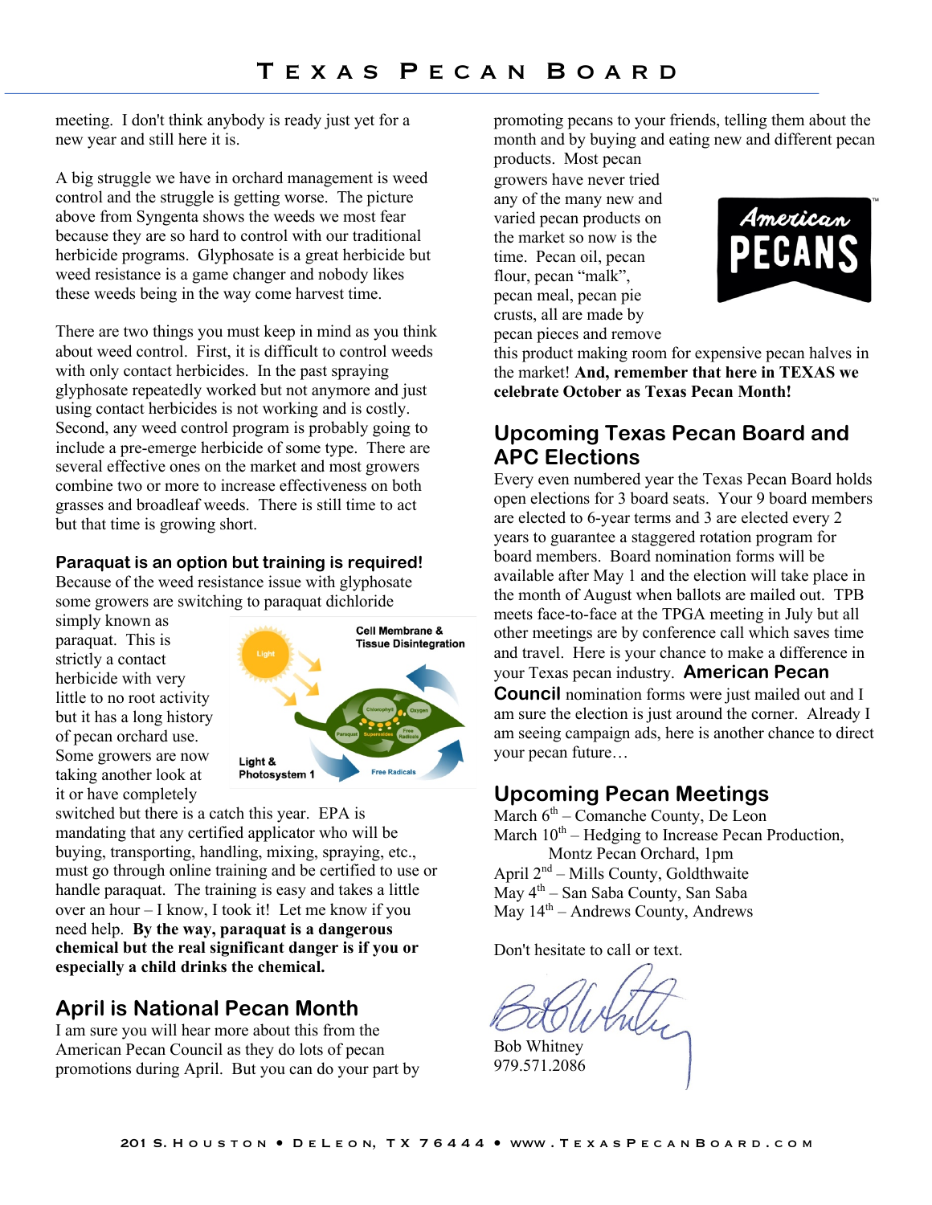meeting. I don't think anybody is ready just yet for a new year and still here it is.

A big struggle we have in orchard management is weed control and the struggle is getting worse. The picture above from Syngenta shows the weeds we most fear because they are so hard to control with our traditional herbicide programs. Glyphosate is a great herbicide but weed resistance is a game changer and nobody likes these weeds being in the way come harvest time.

There are two things you must keep in mind as you think about weed control. First, it is difficult to control weeds with only contact herbicides. In the past spraying glyphosate repeatedly worked but not anymore and just using contact herbicides is not working and is costly. Second, any weed control program is probably going to include a pre-emerge herbicide of some type. There are several effective ones on the market and most growers combine two or more to increase effectiveness on both grasses and broadleaf weeds. There is still time to act but that time is growing short.

### Paraquat is an option but training is required!

Because of the weed resistance issue with glyphosate some growers are switching to paraquat dichloride simply known as paraquat. This is strictly a contact herbicide with very little to no root activity but it has a long history of pecan orchard use. Some growers are now taking another look at it or have completely switched but there is a catch this year. EPA is mandating that any certified applicator who will be buying, transporting, handling, mixing, spraying, etc., must go through online training and be certified to use or handle paraquat. The training is easy and takes a little over an hour – I know, I took it! Let me know if you need help. **By the way, paraquat is a dangerous chemical but the real significant danger is if you or especially a child drinks the chemical.**

Cell Membrane & Tissue Disintegration

Light

Chlorophyll

Oxygen

Paraquat

Superoxides

Free Radicals

Light & Photosystem 1

Free Radicals

## April is National Pecan Month

I am sure you will hear more about this from the American Pecan Council as they do lots of pecan promotions during April. But you can do your part by promoting pecans to your friends, telling them about the month and by buying and eating new and different pecan products. Most pecan growers have never tried any of the many new and varied pecan products on the market so now is the time. Pecan oil, pecan flour, pecan "malk", pecan meal, pecan pie crusts, all are made by pecan pieces and remove this product making room for expensive pecan halves in the market! **And, remember that here in TEXAS we celebrate October as Texas Pecan Month!**

American PECANS™

## Upcoming Texas Pecan Board and APC Elections

Every even numbered year the Texas Pecan Board holds open elections for 3 board seats. Your 9 board members are elected to 6-year terms and 3 are elected every 2 years to guarantee a staggered rotation program for board members. Board nomination forms will be available after May 1 and the election will take place in the month of August when ballots are mailed out. TPB meets face-to-face at the TPGA meeting in July but all other meetings are by conference call which saves time and travel. Here is your chance to make a difference in your Texas pecan industry. **American Pecan Council** nomination forms were just mailed out and I am sure the election is just around the corner. Already I am seeing campaign ads, here is another chance to direct your pecan future…

## Upcoming Pecan Meetings

March 6th – Comanche County, De Leon
March 10th – Hedging to Increase Pecan Production, Montz Pecan Orchard, 1pm
April 2nd – Mills County, Goldthwaite
May 4th – San Saba County, San Saba
May 14th – Andrews County, Andrews

Don't hesitate to call or text.

Bob Whitney
979.571.2086